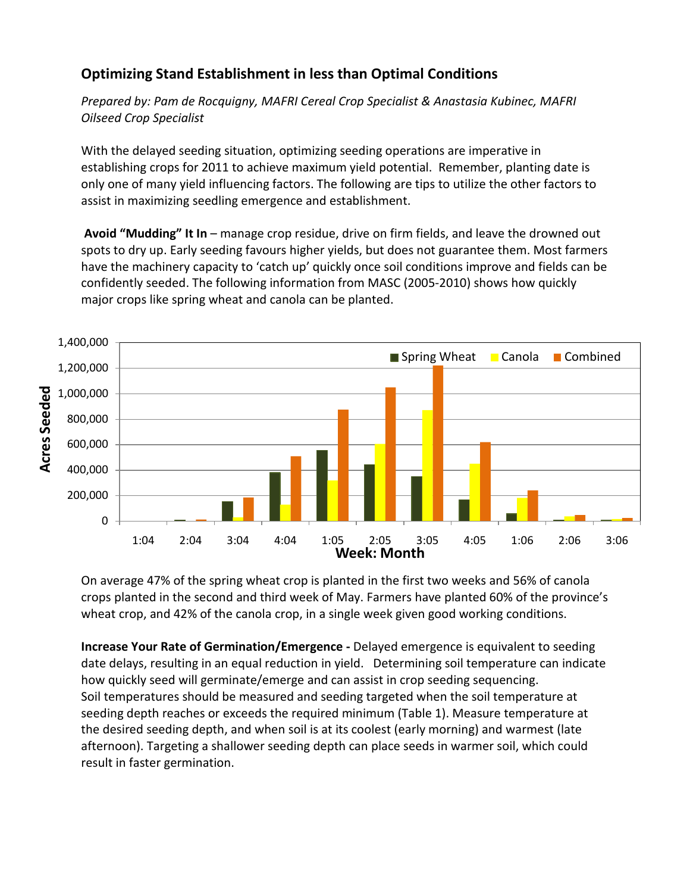## Optimizing Stand Establishment in less than Optimal Conditions

*Prepared by: Pam de Rocquigny, MAFRI Cereal Crop Specialist & Anastasia Kubinec, MAFRI Oilseed Crop Specialist*

With the delayed seeding situation, optimizing seeding operations are imperative in establishing crops for 2011 to achieve maximum yield potential. Remember, planting date is only one of many yield influencing factors. The following are tips to utilize the other factors to assist in maximizing seedling emergence and establishment.

**Avoid "Mudding" It In** – manage crop residue, drive on firm fields, and leave the drowned out spots to dry up. Early seeding favours higher yields, but does not guarantee them. Most farmers have the machinery capacity to 'catch up' quickly once soil conditions improve and fields can be confidently seeded. The following information from MASC (2005-2010) shows how quickly major crops like spring wheat and canola can be planted.

On average 47% of the spring wheat crop is planted in the first two weeks and 56% of canola crops planted in the second and third week of May. Farmers have planted 60% of the province's wheat crop, and 42% of the canola crop, in a single week given good working conditions.

**Increase Your Rate of Germination/Emergence -** Delayed emergence is equivalent to seeding date delays, resulting in an equal reduction in yield. Determining soil temperature can indicate how quickly seed will germinate/emerge and can assist in crop seeding sequencing. Soil temperatures should be measured and seeding targeted when the soil temperature at seeding depth reaches or exceeds the required minimum (Table 1). Measure temperature at the desired seeding depth, and when soil is at its coolest (early morning) and warmest (late afternoon). Targeting a shallower seeding depth can place seeds in warmer soil, which could result in faster germination.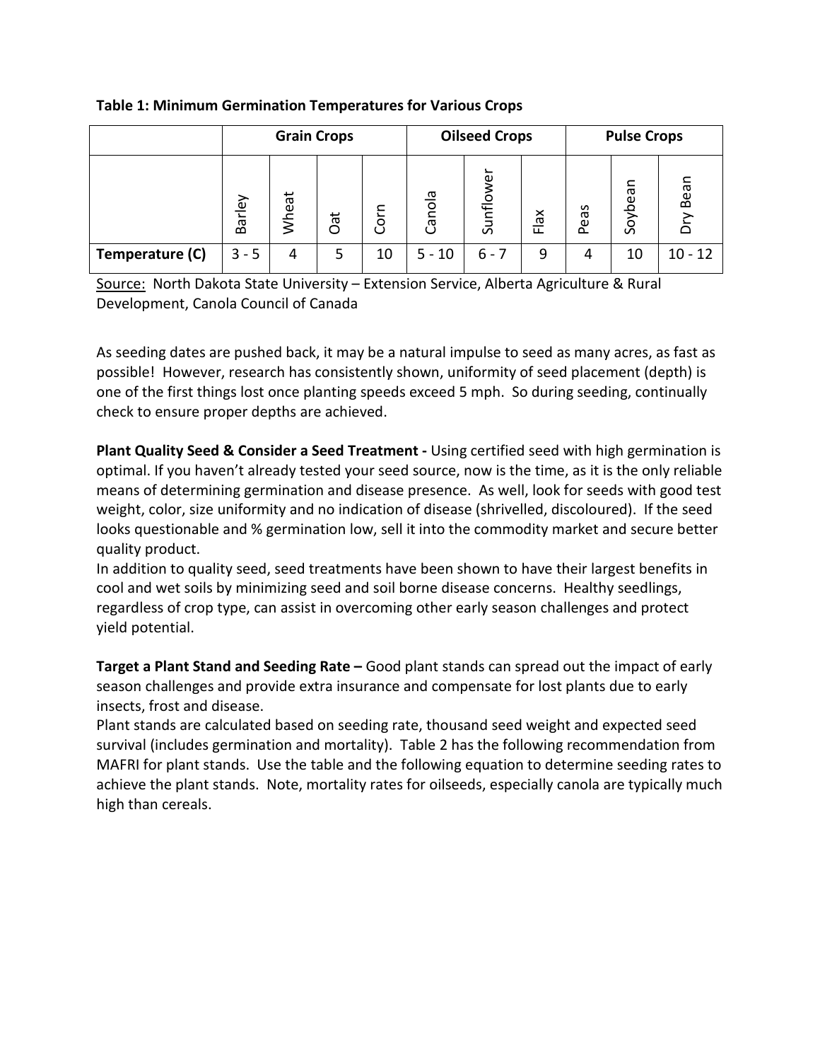**Table 1: Minimum Germination Temperatures for Various Crops**

| | Grain Crops | | | | Oilseed Crops | | | Pulse Crops | | |
|---|---|---|---|---|---|---|---|---|---|---|
| | Barley | Wheat | Oat | Corn | Canola | Sunflower | Flax | Peas | Soybean | Dry Bean |
| **Temperature (C)** | 3 - 5 | 4 | 5 | 10 | 5 - 10 | 6 - 7 | 9 | 4 | 10 | 10 - 12 |

Source: North Dakota State University – Extension Service, Alberta Agriculture & Rural Development, Canola Council of Canada

As seeding dates are pushed back, it may be a natural impulse to seed as many acres, as fast as possible! However, research has consistently shown, uniformity of seed placement (depth) is one of the first things lost once planting speeds exceed 5 mph. So during seeding, continually check to ensure proper depths are achieved.

**Plant Quality Seed & Consider a Seed Treatment -** Using certified seed with high germination is optimal. If you haven't already tested your seed source, now is the time, as it is the only reliable means of determining germination and disease presence. As well, look for seeds with good test weight, color, size uniformity and no indication of disease (shrivelled, discoloured). If the seed looks questionable and % germination low, sell it into the commodity market and secure better quality product.

In addition to quality seed, seed treatments have been shown to have their largest benefits in cool and wet soils by minimizing seed and soil borne disease concerns. Healthy seedlings, regardless of crop type, can assist in overcoming other early season challenges and protect yield potential.

**Target a Plant Stand and Seeding Rate –** Good plant stands can spread out the impact of early season challenges and provide extra insurance and compensate for lost plants due to early insects, frost and disease.

Plant stands are calculated based on seeding rate, thousand seed weight and expected seed survival (includes germination and mortality). Table 2 has the following recommendation from MAFRI for plant stands. Use the table and the following equation to determine seeding rates to achieve the plant stands. Note, mortality rates for oilseeds, especially canola are typically much high than cereals.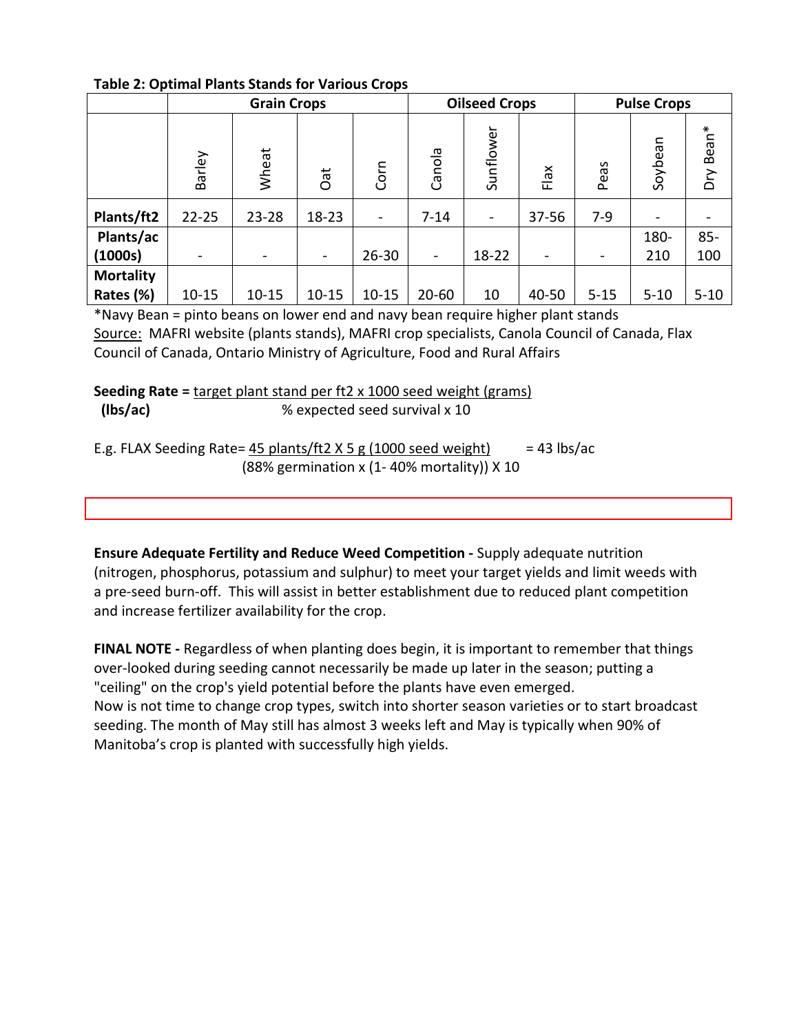**Table 2: Optimal Plants Stands for Various Crops**

| | Grain Crops | | | | Oilseed Crops | | | Pulse Crops | | |
|---|---|---|---|---|---|---|---|---|---|---|
| | Barley | Wheat | Oat | Corn | Canola | Sunflower | Flax | Peas | Soybean | Dry Bean* |
| **Plants/ft2** | 22-25 | 23-28 | 18-23 | - | 7-14 | - | 37-56 | 7-9 | - | - |
| **Plants/ac (1000s)** | - | - | - | 26-30 | - | 18-22 | - | - | 180-210 | 85-100 |
| **Mortality Rates (%)** | 10-15 | 10-15 | 10-15 | 10-15 | 20-60 | 10 | 40-50 | 5-15 | 5-10 | 5-10 |

*Navy Bean = pinto beans on lower end and navy bean require higher plant stands
Source: MAFRI website (plants stands), MAFRI crop specialists, Canola Council of Canada, Flax Council of Canada, Ontario Ministry of Agriculture, Food and Rural Affairs

$$\textbf{Seeding Rate (lbs/ac)} = \frac{\text{target plant stand per ft2} \times \text{1000 seed weight (grams)}}{\text{\% expected seed survival} \times 10}$$

$$\text{E.g. FLAX Seeding Rate} = \frac{45 \text{ plants/ft2} \times 5 \text{ g (1000 seed weight)}}{(88\% \text{ germination} \times (1 - 40\% \text{ mortality})) \times 10} = 43 \text{ lbs/ac}$$

**Ensure Adequate Fertility and Reduce Weed Competition -** Supply adequate nutrition (nitrogen, phosphorus, potassium and sulphur) to meet your target yields and limit weeds with a pre-seed burn-off. This will assist in better establishment due to reduced plant competition and increase fertilizer availability for the crop.

**FINAL NOTE -** Regardless of when planting does begin, it is important to remember that things over-looked during seeding cannot necessarily be made up later in the season; putting a "ceiling" on the crop's yield potential before the plants have even emerged.
Now is not time to change crop types, switch into shorter season varieties or to start broadcast seeding. The month of May still has almost 3 weeks left and May is typically when 90% of Manitoba's crop is planted with successfully high yields.